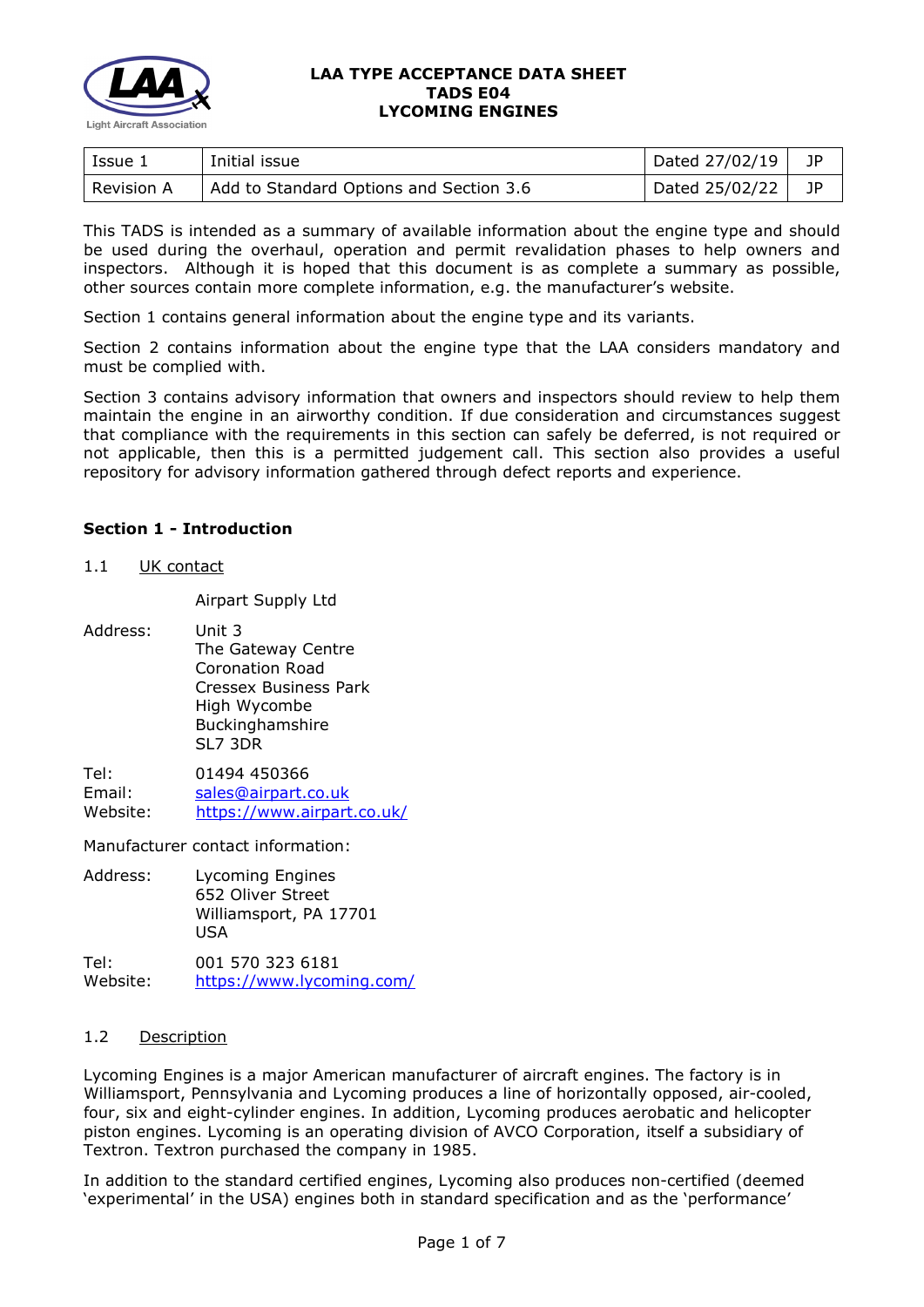# LAA TYPE ACCEPTANCE DATA SHEET
# TADS E04
# LYCOMING ENGINES

| Issue 1 | Initial issue | Dated 27/02/19 | JP |
|---|---|---|---|
| Revision A | Add to Standard Options and Section 3.6 | Dated 25/02/22 | JP |

This TADS is intended as a summary of available information about the engine type and should be used during the overhaul, operation and permit revalidation phases to help owners and inspectors. Although it is hoped that this document is as complete a summary as possible, other sources contain more complete information, e.g. the manufacturer's website.

Section 1 contains general information about the engine type and its variants.

Section 2 contains information about the engine type that the LAA considers mandatory and must be complied with.

Section 3 contains advisory information that owners and inspectors should review to help them maintain the engine in an airworthy condition. If due consideration and circumstances suggest that compliance with the requirements in this section can safely be deferred, is not required or not applicable, then this is a permitted judgement call. This section also provides a useful repository for advisory information gathered through defect reports and experience.

## Section 1 - Introduction

### 1.1 UK contact

Airpart Supply Ltd

Address:
Unit 3
The Gateway Centre
Coronation Road
Cressex Business Park
High Wycombe
Buckinghamshire
SL7 3DR

Tel: 01494 450366
Email: sales@airpart.co.uk
Website: https://www.airpart.co.uk/

Manufacturer contact information:

Address:
Lycoming Engines
652 Oliver Street
Williamsport, PA 17701
USA

Tel: 001 570 323 6181
Website: https://www.lycoming.com/

### 1.2 Description

Lycoming Engines is a major American manufacturer of aircraft engines. The factory is in Williamsport, Pennsylvania and Lycoming produces a line of horizontally opposed, air-cooled, four, six and eight-cylinder engines. In addition, Lycoming produces aerobatic and helicopter piston engines. Lycoming is an operating division of AVCO Corporation, itself a subsidiary of Textron. Textron purchased the company in 1985.

In addition to the standard certified engines, Lycoming also produces non-certified (deemed 'experimental' in the USA) engines both in standard specification and as the 'performance'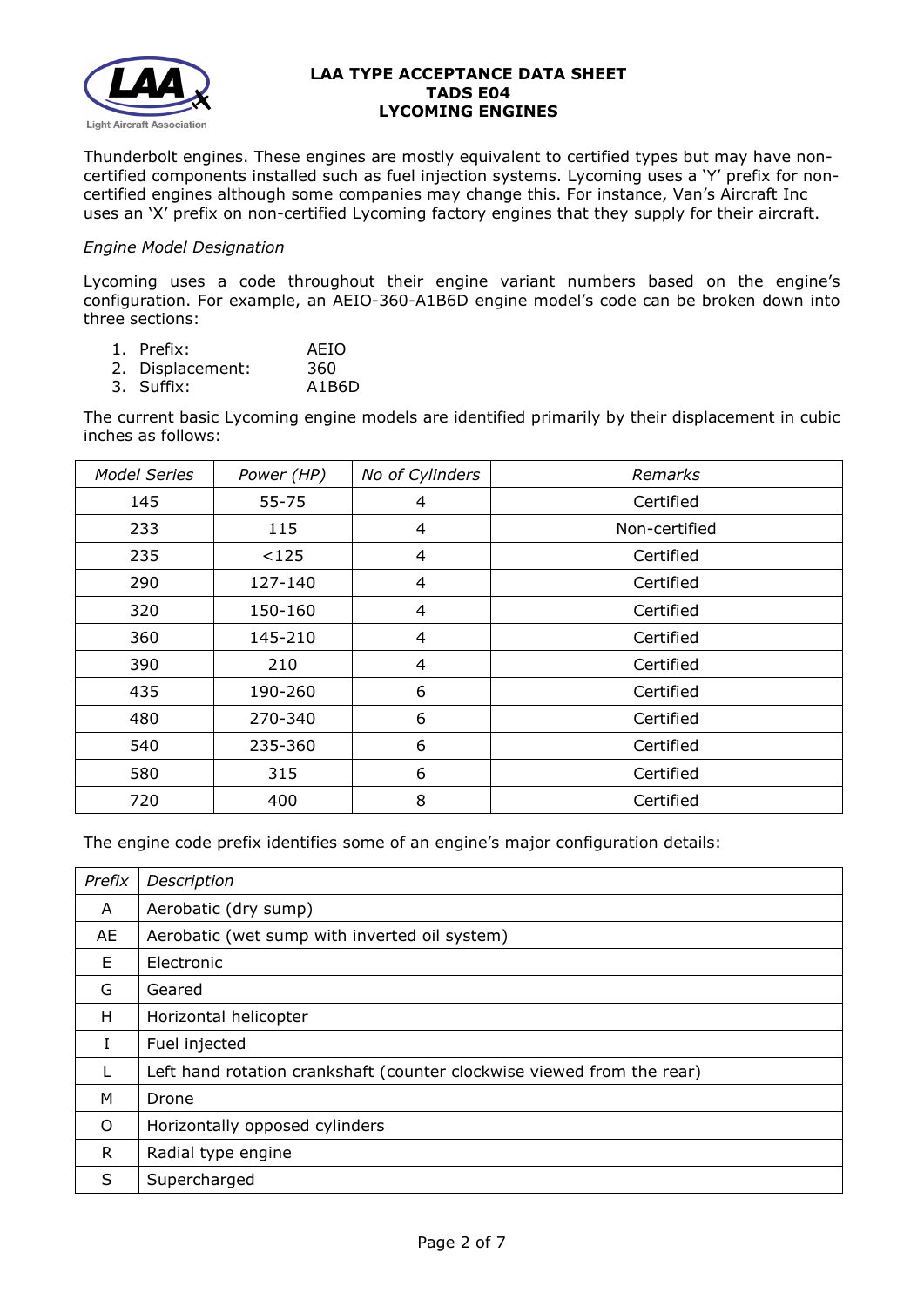Thunderbolt engines. These engines are mostly equivalent to certified types but may have non-certified components installed such as fuel injection systems. Lycoming uses a 'Y' prefix for non-certified engines although some companies may change this. For instance, Van's Aircraft Inc uses an 'X' prefix on non-certified Lycoming factory engines that they supply for their aircraft.

*Engine Model Designation*

Lycoming uses a code throughout their engine variant numbers based on the engine's configuration. For example, an AEIO-360-A1B6D engine model's code can be broken down into three sections:

1. Prefix: AEIO
2. Displacement: 360
3. Suffix: A1B6D

The current basic Lycoming engine models are identified primarily by their displacement in cubic inches as follows:

| *Model Series* | *Power (HP)* | *No of Cylinders* | *Remarks* |
|---|---|---|---|
| 145 | 55-75 | 4 | Certified |
| 233 | 115 | 4 | Non-certified |
| 235 | <125 | 4 | Certified |
| 290 | 127-140 | 4 | Certified |
| 320 | 150-160 | 4 | Certified |
| 360 | 145-210 | 4 | Certified |
| 390 | 210 | 4 | Certified |
| 435 | 190-260 | 6 | Certified |
| 480 | 270-340 | 6 | Certified |
| 540 | 235-360 | 6 | Certified |
| 580 | 315 | 6 | Certified |
| 720 | 400 | 8 | Certified |

The engine code prefix identifies some of an engine's major configuration details:

| *Prefix* | *Description* |
|---|---|
| A | Aerobatic (dry sump) |
| AE | Aerobatic (wet sump with inverted oil system) |
| E | Electronic |
| G | Geared |
| H | Horizontal helicopter |
| I | Fuel injected |
| L | Left hand rotation crankshaft (counter clockwise viewed from the rear) |
| M | Drone |
| O | Horizontally opposed cylinders |
| R | Radial type engine |
| S | Supercharged |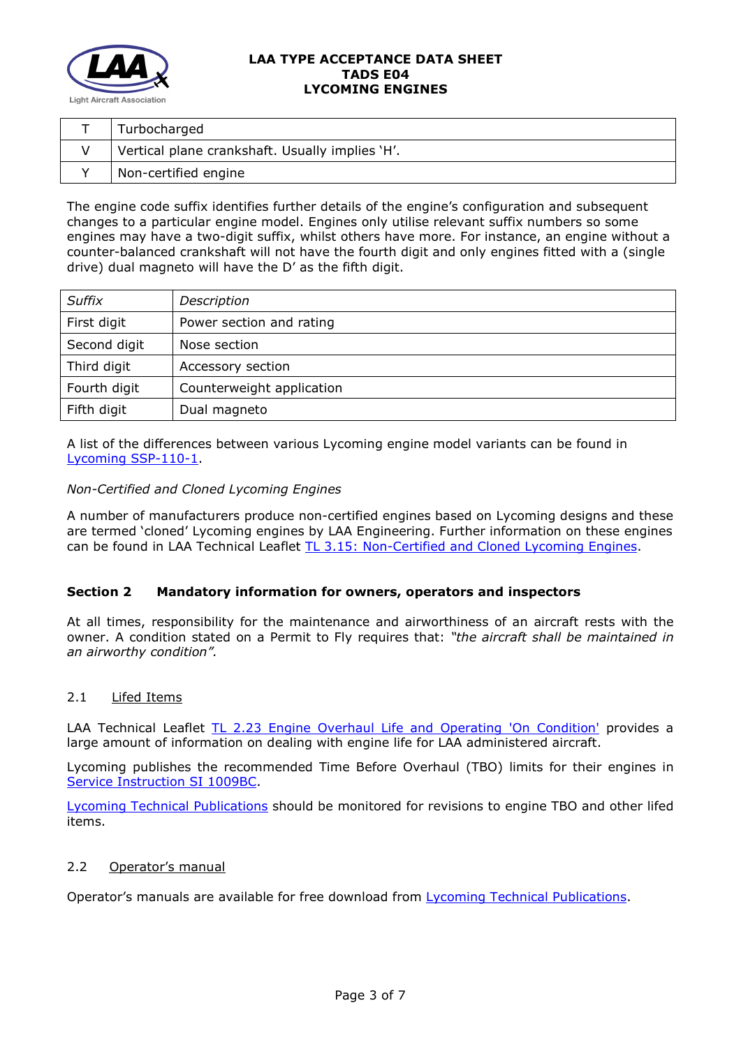| T | Turbocharged |
|---|---|
| V | Vertical plane crankshaft. Usually implies 'H'. |
| Y | Non-certified engine |

The engine code suffix identifies further details of the engine's configuration and subsequent changes to a particular engine model. Engines only utilise relevant suffix numbers so some engines may have a two-digit suffix, whilst others have more. For instance, an engine without a counter-balanced crankshaft will not have the fourth digit and only engines fitted with a (single drive) dual magneto will have the D' as the fifth digit.

| *Suffix* | *Description* |
|---|---|
| First digit | Power section and rating |
| Second digit | Nose section |
| Third digit | Accessory section |
| Fourth digit | Counterweight application |
| Fifth digit | Dual magneto |

A list of the differences between various Lycoming engine model variants can be found in Lycoming SSP-110-1.

*Non-Certified and Cloned Lycoming Engines*

A number of manufacturers produce non-certified engines based on Lycoming designs and these are termed 'cloned' Lycoming engines by LAA Engineering. Further information on these engines can be found in LAA Technical Leaflet TL 3.15: Non-Certified and Cloned Lycoming Engines.

## Section 2 Mandatory information for owners, operators and inspectors

At all times, responsibility for the maintenance and airworthiness of an aircraft rests with the owner. A condition stated on a Permit to Fly requires that: *"the aircraft shall be maintained in an airworthy condition".*

### 2.1 Lifed Items

LAA Technical Leaflet TL 2.23 Engine Overhaul Life and Operating 'On Condition' provides a large amount of information on dealing with engine life for LAA administered aircraft.

Lycoming publishes the recommended Time Before Overhaul (TBO) limits for their engines in Service Instruction SI 1009BC.

Lycoming Technical Publications should be monitored for revisions to engine TBO and other lifed items.

### 2.2 Operator's manual

Operator's manuals are available for free download from Lycoming Technical Publications.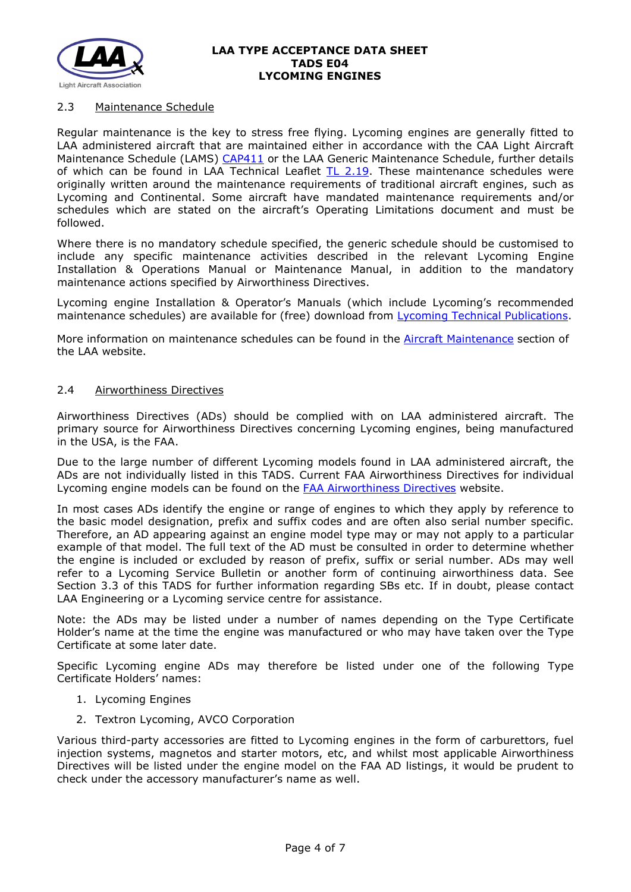### 2.3 Maintenance Schedule

Regular maintenance is the key to stress free flying. Lycoming engines are generally fitted to LAA administered aircraft that are maintained either in accordance with the CAA Light Aircraft Maintenance Schedule (LAMS) CAP411 or the LAA Generic Maintenance Schedule, further details of which can be found in LAA Technical Leaflet TL 2.19. These maintenance schedules were originally written around the maintenance requirements of traditional aircraft engines, such as Lycoming and Continental. Some aircraft have mandated maintenance requirements and/or schedules which are stated on the aircraft's Operating Limitations document and must be followed.

Where there is no mandatory schedule specified, the generic schedule should be customised to include any specific maintenance activities described in the relevant Lycoming Engine Installation & Operations Manual or Maintenance Manual, in addition to the mandatory maintenance actions specified by Airworthiness Directives.

Lycoming engine Installation & Operator's Manuals (which include Lycoming's recommended maintenance schedules) are available for (free) download from Lycoming Technical Publications.

More information on maintenance schedules can be found in the Aircraft Maintenance section of the LAA website.

### 2.4 Airworthiness Directives

Airworthiness Directives (ADs) should be complied with on LAA administered aircraft. The primary source for Airworthiness Directives concerning Lycoming engines, being manufactured in the USA, is the FAA.

Due to the large number of different Lycoming models found in LAA administered aircraft, the ADs are not individually listed in this TADS. Current FAA Airworthiness Directives for individual Lycoming engine models can be found on the FAA Airworthiness Directives website.

In most cases ADs identify the engine or range of engines to which they apply by reference to the basic model designation, prefix and suffix codes and are often also serial number specific. Therefore, an AD appearing against an engine model type may or may not apply to a particular example of that model. The full text of the AD must be consulted in order to determine whether the engine is included or excluded by reason of prefix, suffix or serial number. ADs may well refer to a Lycoming Service Bulletin or another form of continuing airworthiness data. See Section 3.3 of this TADS for further information regarding SBs etc. If in doubt, please contact LAA Engineering or a Lycoming service centre for assistance.

Note: the ADs may be listed under a number of names depending on the Type Certificate Holder's name at the time the engine was manufactured or who may have taken over the Type Certificate at some later date.

Specific Lycoming engine ADs may therefore be listed under one of the following Type Certificate Holders' names:

1. Lycoming Engines
2. Textron Lycoming, AVCO Corporation

Various third-party accessories are fitted to Lycoming engines in the form of carburettors, fuel injection systems, magnetos and starter motors, etc, and whilst most applicable Airworthiness Directives will be listed under the engine model on the FAA AD listings, it would be prudent to check under the accessory manufacturer's name as well.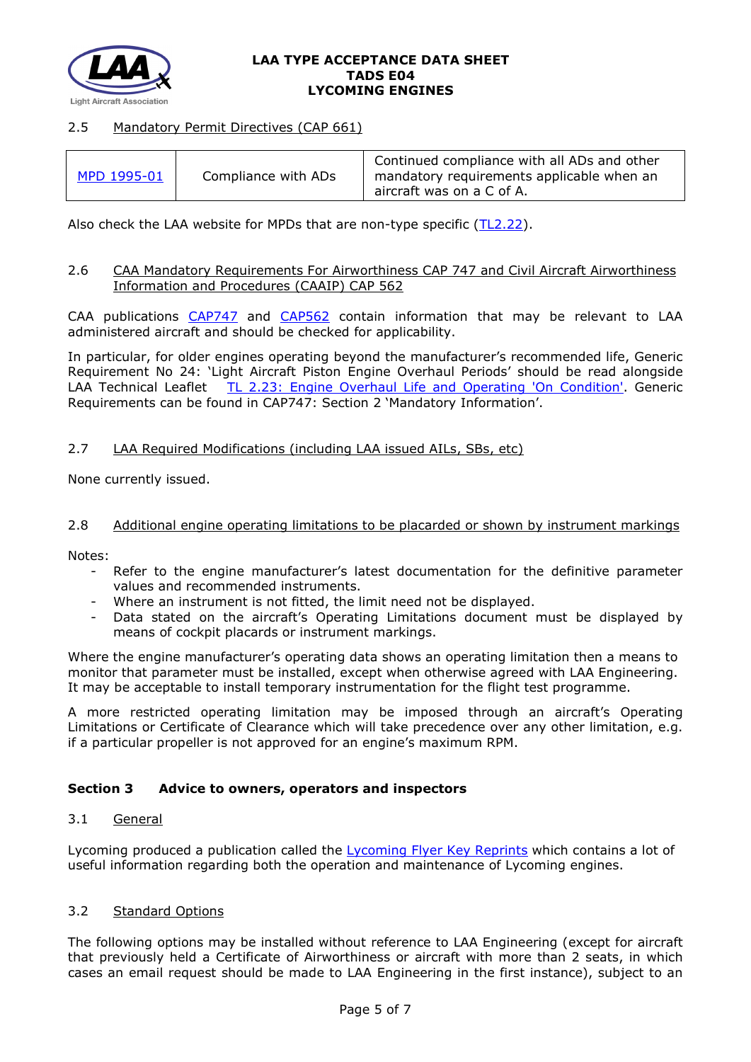### 2.5 Mandatory Permit Directives (CAP 661)

| MPD 1995-01 | Compliance with ADs | Continued compliance with all ADs and other mandatory requirements applicable when an aircraft was on a C of A. |
|---|---|---|

Also check the LAA website for MPDs that are non-type specific (TL2.22).

### 2.6 CAA Mandatory Requirements For Airworthiness CAP 747 and Civil Aircraft Airworthiness Information and Procedures (CAAIP) CAP 562

CAA publications CAP747 and CAP562 contain information that may be relevant to LAA administered aircraft and should be checked for applicability.

In particular, for older engines operating beyond the manufacturer's recommended life, Generic Requirement No 24: 'Light Aircraft Piston Engine Overhaul Periods' should be read alongside LAA Technical Leaflet TL 2.23: Engine Overhaul Life and Operating 'On Condition'. Generic Requirements can be found in CAP747: Section 2 'Mandatory Information'.

### 2.7 LAA Required Modifications (including LAA issued AILs, SBs, etc)

None currently issued.

### 2.8 Additional engine operating limitations to be placarded or shown by instrument markings

Notes:

- Refer to the engine manufacturer's latest documentation for the definitive parameter values and recommended instruments.
- Where an instrument is not fitted, the limit need not be displayed.
- Data stated on the aircraft's Operating Limitations document must be displayed by means of cockpit placards or instrument markings.

Where the engine manufacturer's operating data shows an operating limitation then a means to monitor that parameter must be installed, except when otherwise agreed with LAA Engineering. It may be acceptable to install temporary instrumentation for the flight test programme.

A more restricted operating limitation may be imposed through an aircraft's Operating Limitations or Certificate of Clearance which will take precedence over any other limitation, e.g. if a particular propeller is not approved for an engine's maximum RPM.

## Section 3 Advice to owners, operators and inspectors

### 3.1 General

Lycoming produced a publication called the Lycoming Flyer Key Reprints which contains a lot of useful information regarding both the operation and maintenance of Lycoming engines.

### 3.2 Standard Options

The following options may be installed without reference to LAA Engineering (except for aircraft that previously held a Certificate of Airworthiness or aircraft with more than 2 seats, in which cases an email request should be made to LAA Engineering in the first instance), subject to an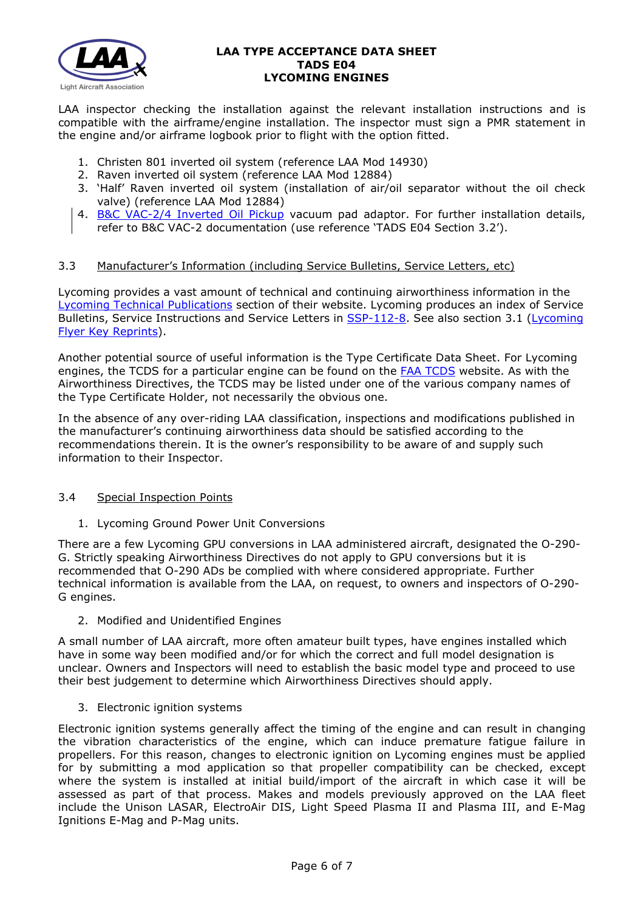LAA inspector checking the installation against the relevant installation instructions and is compatible with the airframe/engine installation. The inspector must sign a PMR statement in the engine and/or airframe logbook prior to flight with the option fitted.

1. Christen 801 inverted oil system (reference LAA Mod 14930)
2. Raven inverted oil system (reference LAA Mod 12884)
3. 'Half' Raven inverted oil system (installation of air/oil separator without the oil check valve) (reference LAA Mod 12884)
4. B&C VAC-2/4 Inverted Oil Pickup vacuum pad adaptor. For further installation details, refer to B&C VAC-2 documentation (use reference 'TADS E04 Section 3.2').

### 3.3 Manufacturer's Information (including Service Bulletins, Service Letters, etc)

Lycoming provides a vast amount of technical and continuing airworthiness information in the Lycoming Technical Publications section of their website. Lycoming produces an index of Service Bulletins, Service Instructions and Service Letters in SSP-112-8. See also section 3.1 (Lycoming Flyer Key Reprints).

Another potential source of useful information is the Type Certificate Data Sheet. For Lycoming engines, the TCDS for a particular engine can be found on the FAA TCDS website. As with the Airworthiness Directives, the TCDS may be listed under one of the various company names of the Type Certificate Holder, not necessarily the obvious one.

In the absence of any over-riding LAA classification, inspections and modifications published in the manufacturer's continuing airworthiness data should be satisfied according to the recommendations therein. It is the owner's responsibility to be aware of and supply such information to their Inspector.

### 3.4 Special Inspection Points

1. Lycoming Ground Power Unit Conversions

There are a few Lycoming GPU conversions in LAA administered aircraft, designated the O-290-G. Strictly speaking Airworthiness Directives do not apply to GPU conversions but it is recommended that O-290 ADs be complied with where considered appropriate. Further technical information is available from the LAA, on request, to owners and inspectors of O-290-G engines.

2. Modified and Unidentified Engines

A small number of LAA aircraft, more often amateur built types, have engines installed which have in some way been modified and/or for which the correct and full model designation is unclear. Owners and Inspectors will need to establish the basic model type and proceed to use their best judgement to determine which Airworthiness Directives should apply.

3. Electronic ignition systems

Electronic ignition systems generally affect the timing of the engine and can result in changing the vibration characteristics of the engine, which can induce premature fatigue failure in propellers. For this reason, changes to electronic ignition on Lycoming engines must be applied for by submitting a mod application so that propeller compatibility can be checked, except where the system is installed at initial build/import of the aircraft in which case it will be assessed as part of that process. Makes and models previously approved on the LAA fleet include the Unison LASAR, ElectroAir DIS, Light Speed Plasma II and Plasma III, and E-Mag Ignitions E-Mag and P-Mag units.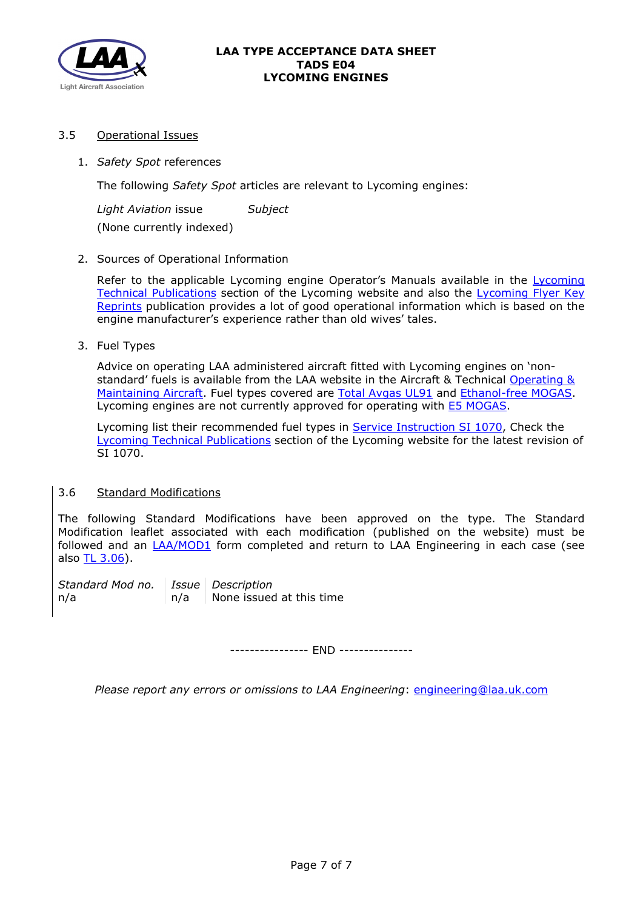### 3.5 Operational Issues

1. *Safety Spot* references

   The following *Safety Spot* articles are relevant to Lycoming engines:

   *Light Aviation* issue &nbsp;&nbsp;&nbsp;&nbsp; *Subject*

   (None currently indexed)

2. Sources of Operational Information

   Refer to the applicable Lycoming engine Operator's Manuals available in the Lycoming Technical Publications section of the Lycoming website and also the Lycoming Flyer Key Reprints publication provides a lot of good operational information which is based on the engine manufacturer's experience rather than old wives' tales.

3. Fuel Types

   Advice on operating LAA administered aircraft fitted with Lycoming engines on 'non-standard' fuels is available from the LAA website in the Aircraft & Technical Operating & Maintaining Aircraft. Fuel types covered are Total Avgas UL91 and Ethanol-free MOGAS. Lycoming engines are not currently approved for operating with E5 MOGAS.

   Lycoming list their recommended fuel types in Service Instruction SI 1070, Check the Lycoming Technical Publications section of the Lycoming website for the latest revision of SI 1070.

### 3.6 Standard Modifications

The following Standard Modifications have been approved on the type. The Standard Modification leaflet associated with each modification (published on the website) must be followed and an LAA/MOD1 form completed and return to LAA Engineering in each case (see also TL 3.06).

| *Standard Mod no.* | *Issue* | *Description* |
|---|---|---|
| n/a | n/a | None issued at this time |

---------------- END ---------------

*Please report any errors or omissions to LAA Engineering*: engineering@laa.uk.com